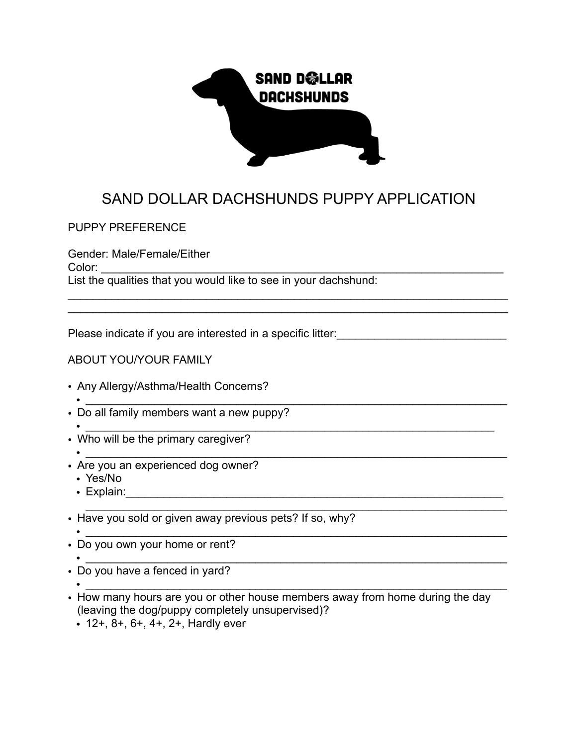# SAND DOLLAR DACHSHUNDS PUPPY APPLICATION

## PUPPY PREFERENCE

Gender: Male/Female/Either

Color: ______________________________________________________________________

List the qualities that you would like to see in your dachshund:

_____________________________________________________________________________

_____________________________________________________________________________

Please indicate if you are interested in a specific litter:___________________________

## ABOUT YOU/YOUR FAMILY

- Any Allergy/Asthma/Health Concerns?
  - ________________________________________________________________________
- Do all family members want a new puppy?
  - ______________________________________________________________________
- Who will be the primary caregiver?
  - ________________________________________________________________________
- Are you an experienced dog owner?
  - Yes/No
  - Explain:_________________________________________________________________

    ________________________________________________________________________
- Have you sold or given away previous pets? If so, why?
  - ________________________________________________________________________
- Do you own your home or rent?
  - ________________________________________________________________________
- Do you have a fenced in yard?
  - ________________________________________________________________________
- How many hours are you or other house members away from home during the day (leaving the dog/puppy completely unsupervised)?
  - 12+, 8+, 6+, 4+, 2+, Hardly ever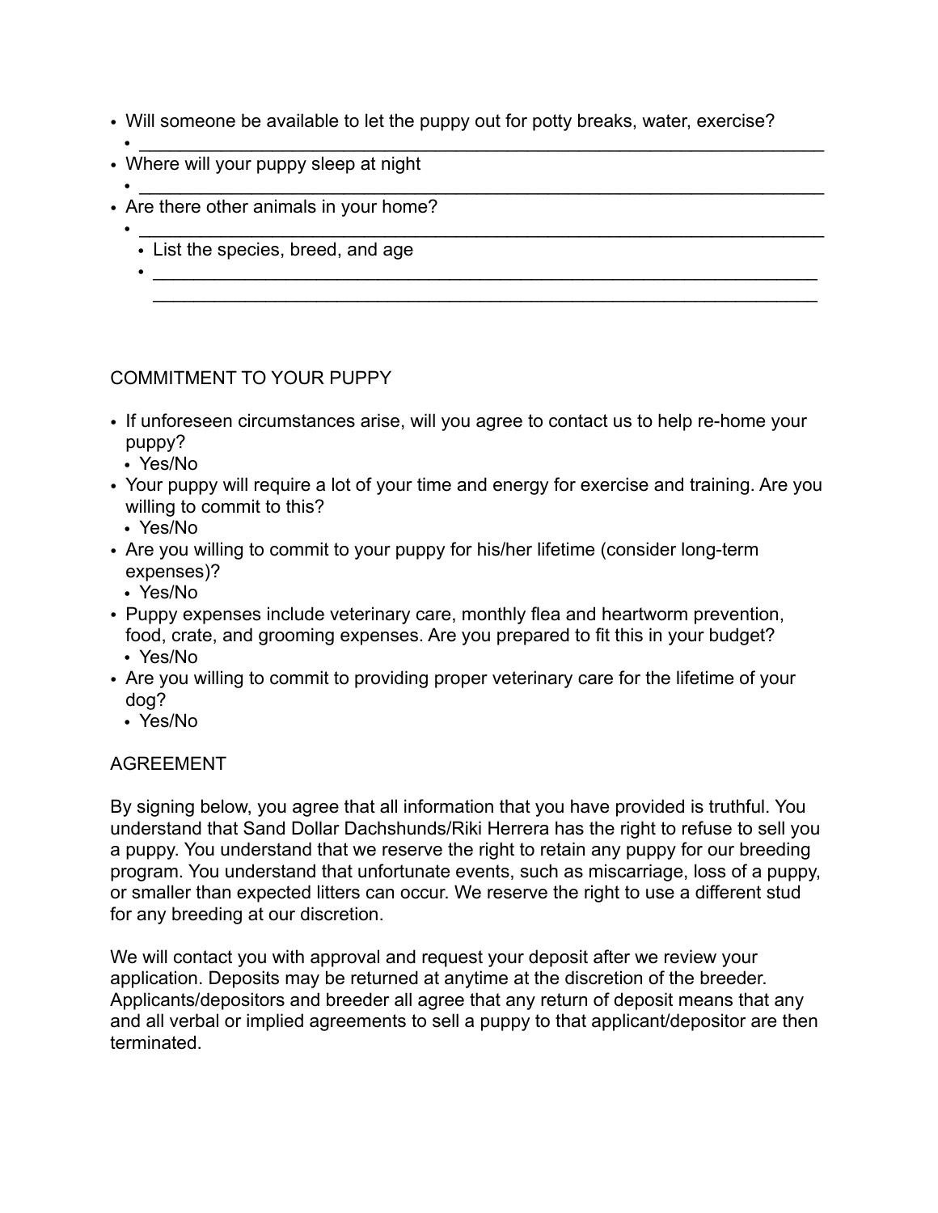- Will someone be available to let the puppy out for potty breaks, water, exercise?
  - ______________________________________________________________________
- Where will your puppy sleep at night
  - ______________________________________________________________________
- Are there other animals in your home?
  - ______________________________________________________________________
    - List the species, breed, and age
    - ____________________________________________________________________
      ____________________________________________________________________

COMMITMENT TO YOUR PUPPY

- If unforeseen circumstances arise, will you agree to contact us to help re-home your puppy?
  - Yes/No
- Your puppy will require a lot of your time and energy for exercise and training. Are you willing to commit to this?
  - Yes/No
- Are you willing to commit to your puppy for his/her lifetime (consider long-term expenses)?
  - Yes/No
- Puppy expenses include veterinary care, monthly flea and heartworm prevention, food, crate, and grooming expenses. Are you prepared to fit this in your budget?
  - Yes/No
- Are you willing to commit to providing proper veterinary care for the lifetime of your dog?
  - Yes/No

AGREEMENT

By signing below, you agree that all information that you have provided is truthful. You understand that Sand Dollar Dachshunds/Riki Herrera has the right to refuse to sell you a puppy. You understand that we reserve the right to retain any puppy for our breeding program. You understand that unfortunate events, such as miscarriage, loss of a puppy, or smaller than expected litters can occur. We reserve the right to use a different stud for any breeding at our discretion.

We will contact you with approval and request your deposit after we review your application. Deposits may be returned at anytime at the discretion of the breeder. Applicants/depositors and breeder all agree that any return of deposit means that any and all verbal or implied agreements to sell a puppy to that applicant/depositor are then terminated.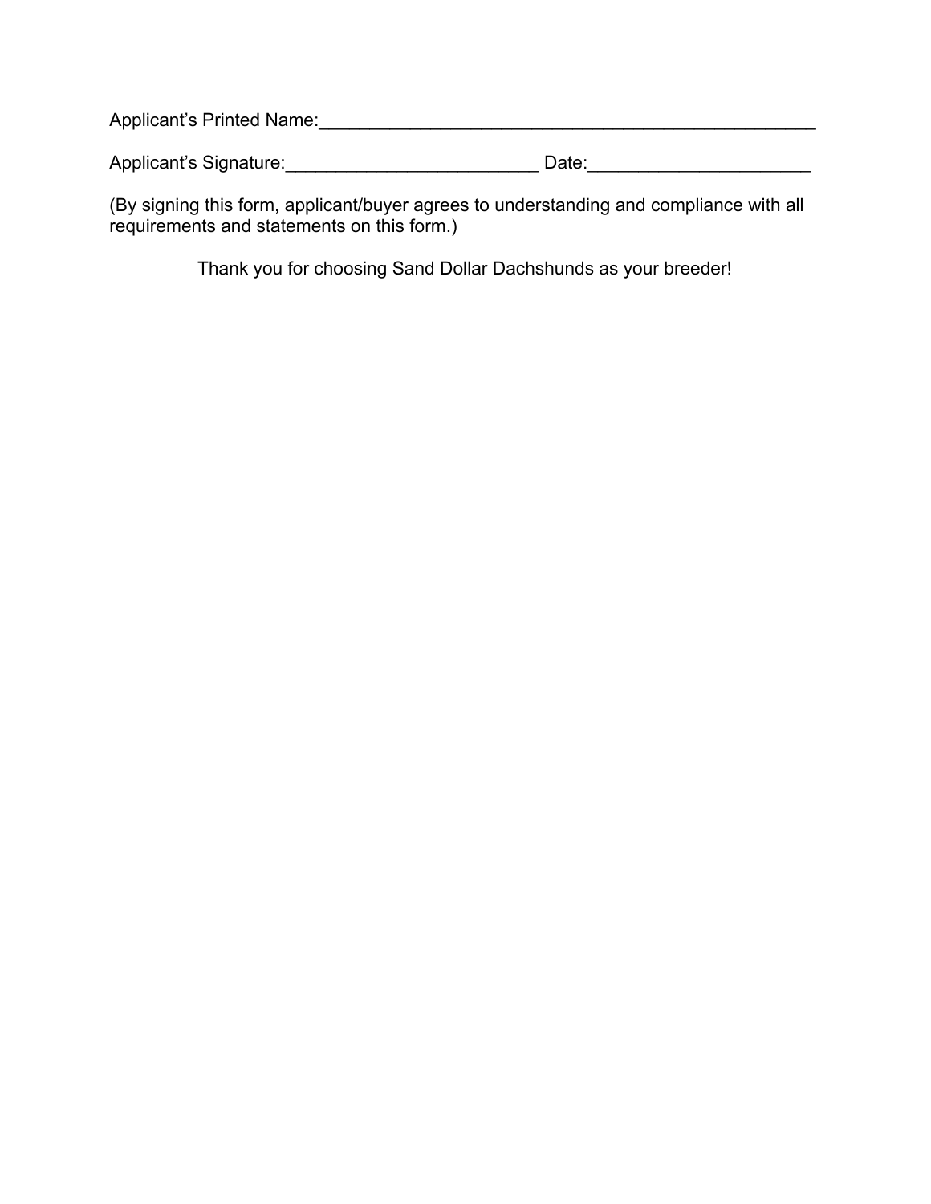Applicant's Printed Name:_____________________________________________________

Applicant's Signature:__________________________ Date:______________________

(By signing this form, applicant/buyer agrees to understanding and compliance with all requirements and statements on this form.)

Thank you for choosing Sand Dollar Dachshunds as your breeder!